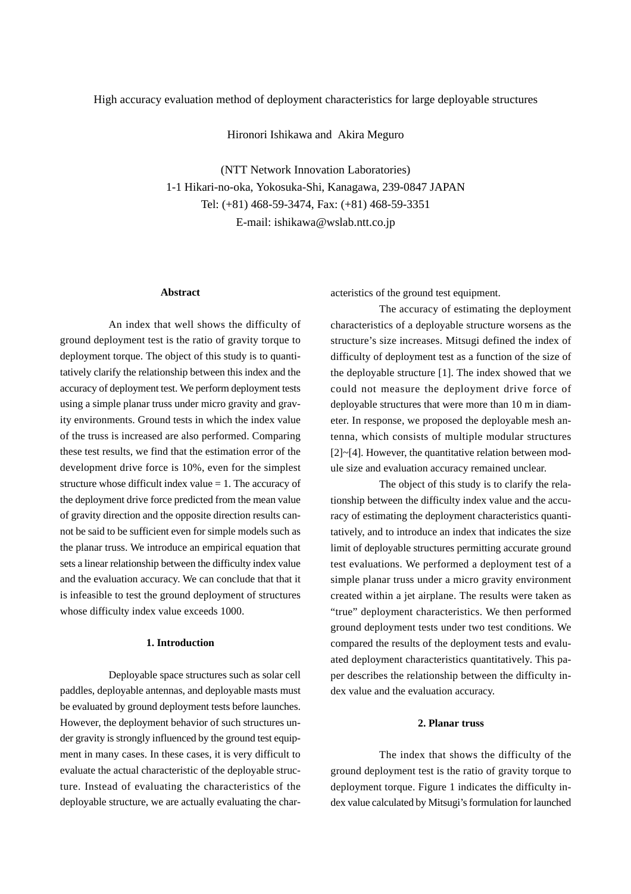# High accuracy evaluation method of deployment characteristics for large deployable structures

Hironori Ishikawa and Akira Meguro

(NTT Network Innovation Laboratories)
1-1 Hikari-no-oka, Yokosuka-Shi, Kanagawa, 239-0847 JAPAN
Tel: (+81) 468-59-3474, Fax: (+81) 468-59-3351
E-mail: ishikawa@wslab.ntt.co.jp

## Abstract

An index that well shows the difficulty of ground deployment test is the ratio of gravity torque to deployment torque. The object of this study is to quantitatively clarify the relationship between this index and the accuracy of deployment test. We perform deployment tests using a simple planar truss under micro gravity and gravity environments. Ground tests in which the index value of the truss is increased are also performed. Comparing these test results, we find that the estimation error of the development drive force is 10%, even for the simplest structure whose difficult index value = 1. The accuracy of the deployment drive force predicted from the mean value of gravity direction and the opposite direction results cannot be said to be sufficient even for simple models such as the planar truss. We introduce an empirical equation that sets a linear relationship between the difficulty index value and the evaluation accuracy. We can conclude that that it is infeasible to test the ground deployment of structures whose difficulty index value exceeds 1000.

## 1. Introduction

Deployable space structures such as solar cell paddles, deployable antennas, and deployable masts must be evaluated by ground deployment tests before launches. However, the deployment behavior of such structures under gravity is strongly influenced by the ground test equipment in many cases. In these cases, it is very difficult to evaluate the actual characteristic of the deployable structure. Instead of evaluating the characteristics of the deployable structure, we are actually evaluating the characteristics of the ground test equipment.

The accuracy of estimating the deployment characteristics of a deployable structure worsens as the structure's size increases. Mitsugi defined the index of difficulty of deployment test as a function of the size of the deployable structure [1]. The index showed that we could not measure the deployment drive force of deployable structures that were more than 10 m in diameter. In response, we proposed the deployable mesh antenna, which consists of multiple modular structures [2]~[4]. However, the quantitative relation between module size and evaluation accuracy remained unclear.

The object of this study is to clarify the relationship between the difficulty index value and the accuracy of estimating the deployment characteristics quantitatively, and to introduce an index that indicates the size limit of deployable structures permitting accurate ground test evaluations. We performed a deployment test of a simple planar truss under a micro gravity environment created within a jet airplane. The results were taken as "true" deployment characteristics. We then performed ground deployment tests under two test conditions. We compared the results of the deployment tests and evaluated deployment characteristics quantitatively. This paper describes the relationship between the difficulty index value and the evaluation accuracy.

## 2. Planar truss

The index that shows the difficulty of the ground deployment test is the ratio of gravity torque to deployment torque. Figure 1 indicates the difficulty index value calculated by Mitsugi's formulation for launched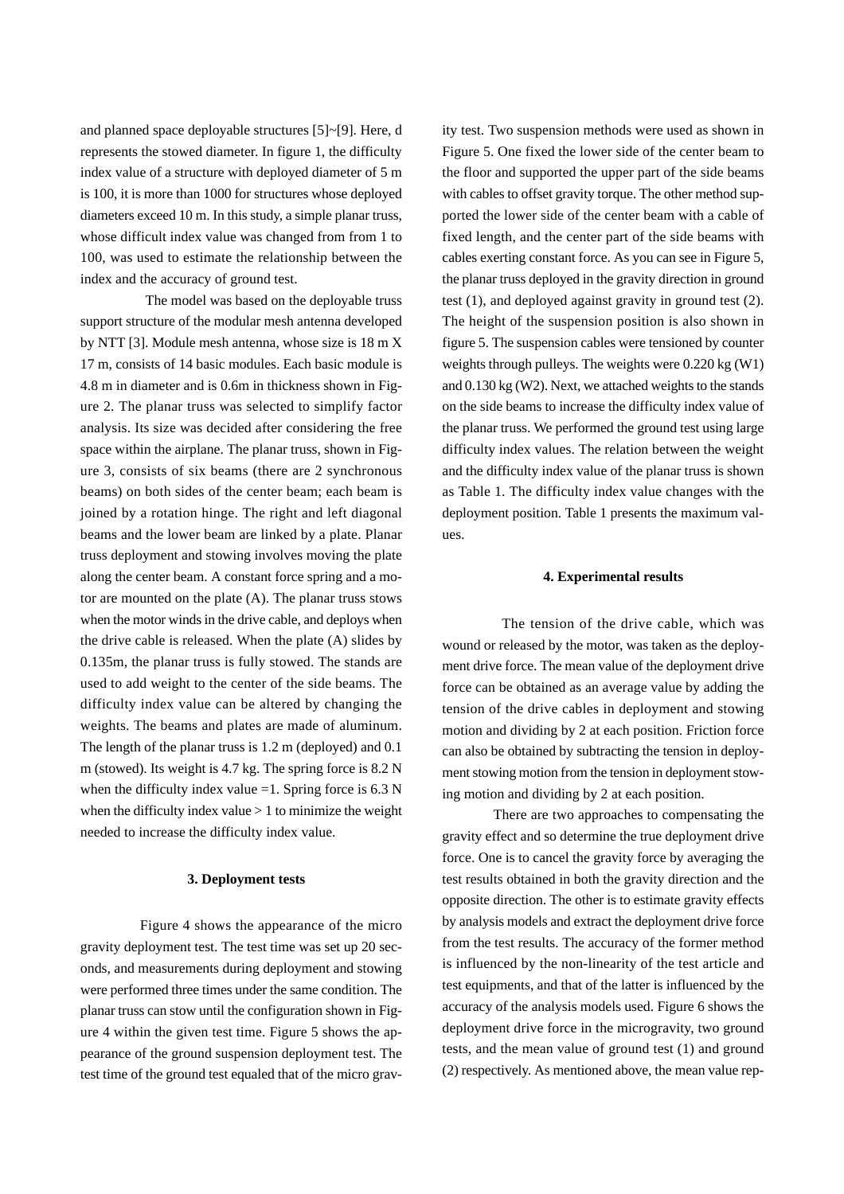and planned space deployable structures [5]~[9]. Here, d represents the stowed diameter. In figure 1, the difficulty index value of a structure with deployed diameter of 5 m is 100, it is more than 1000 for structures whose deployed diameters exceed 10 m. In this study, a simple planar truss, whose difficult index value was changed from from 1 to 100, was used to estimate the relationship between the index and the accuracy of ground test.

The model was based on the deployable truss support structure of the modular mesh antenna developed by NTT [3]. Module mesh antenna, whose size is 18 m X 17 m, consists of 14 basic modules. Each basic module is 4.8 m in diameter and is 0.6m in thickness shown in Figure 2. The planar truss was selected to simplify factor analysis. Its size was decided after considering the free space within the airplane. The planar truss, shown in Figure 3, consists of six beams (there are 2 synchronous beams) on both sides of the center beam; each beam is joined by a rotation hinge. The right and left diagonal beams and the lower beam are linked by a plate. Planar truss deployment and stowing involves moving the plate along the center beam. A constant force spring and a motor are mounted on the plate (A). The planar truss stows when the motor winds in the drive cable, and deploys when the drive cable is released. When the plate (A) slides by 0.135m, the planar truss is fully stowed. The stands are used to add weight to the center of the side beams. The difficulty index value can be altered by changing the weights. The beams and plates are made of aluminum. The length of the planar truss is 1.2 m (deployed) and 0.1 m (stowed). Its weight is 4.7 kg. The spring force is 8.2 N when the difficulty index value =1. Spring force is 6.3 N when the difficulty index value > 1 to minimize the weight needed to increase the difficulty index value.

## 3. Deployment tests

Figure 4 shows the appearance of the micro gravity deployment test. The test time was set up 20 seconds, and measurements during deployment and stowing were performed three times under the same condition. The planar truss can stow until the configuration shown in Figure 4 within the given test time. Figure 5 shows the appearance of the ground suspension deployment test. The test time of the ground test equaled that of the micro gravity test. Two suspension methods were used as shown in Figure 5. One fixed the lower side of the center beam to the floor and supported the upper part of the side beams with cables to offset gravity torque. The other method supported the lower side of the center beam with a cable of fixed length, and the center part of the side beams with cables exerting constant force. As you can see in Figure 5, the planar truss deployed in the gravity direction in ground test (1), and deployed against gravity in ground test (2). The height of the suspension position is also shown in figure 5. The suspension cables were tensioned by counter weights through pulleys. The weights were 0.220 kg (W1) and 0.130 kg (W2). Next, we attached weights to the stands on the side beams to increase the difficulty index value of the planar truss. We performed the ground test using large difficulty index values. The relation between the weight and the difficulty index value of the planar truss is shown as Table 1. The difficulty index value changes with the deployment position. Table 1 presents the maximum values.

## 4. Experimental results

The tension of the drive cable, which was wound or released by the motor, was taken as the deployment drive force. The mean value of the deployment drive force can be obtained as an average value by adding the tension of the drive cables in deployment and stowing motion and dividing by 2 at each position. Friction force can also be obtained by subtracting the tension in deployment stowing motion from the tension in deployment stowing motion and dividing by 2 at each position.

There are two approaches to compensating the gravity effect and so determine the true deployment drive force. One is to cancel the gravity force by averaging the test results obtained in both the gravity direction and the opposite direction. The other is to estimate gravity effects by analysis models and extract the deployment drive force from the test results. The accuracy of the former method is influenced by the non-linearity of the test article and test equipments, and that of the latter is influenced by the accuracy of the analysis models used. Figure 6 shows the deployment drive force in the microgravity, two ground tests, and the mean value of ground test (1) and ground (2) respectively. As mentioned above, the mean value rep-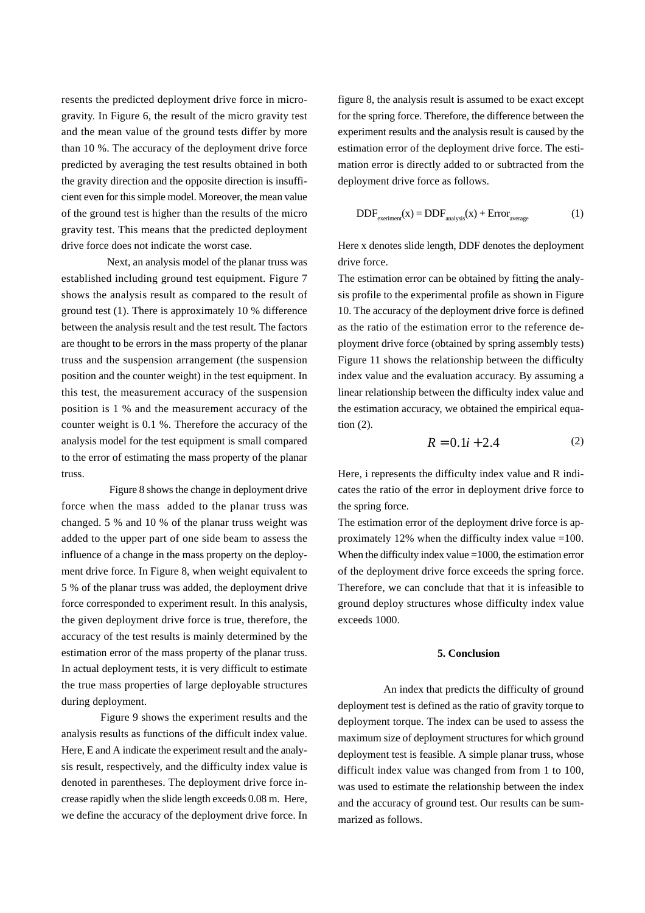resents the predicted deployment drive force in micro-gravity. In Figure 6, the result of the micro gravity test and the mean value of the ground tests differ by more than 10 %. The accuracy of the deployment drive force predicted by averaging the test results obtained in both the gravity direction and the opposite direction is insufficient even for this simple model. Moreover, the mean value of the ground test is higher than the results of the micro gravity test. This means that the predicted deployment drive force does not indicate the worst case.

Next, an analysis model of the planar truss was established including ground test equipment. Figure 7 shows the analysis result as compared to the result of ground test (1). There is approximately 10 % difference between the analysis result and the test result. The factors are thought to be errors in the mass property of the planar truss and the suspension arrangement (the suspension position and the counter weight) in the test equipment. In this test, the measurement accuracy of the suspension position is 1 % and the measurement accuracy of the counter weight is 0.1 %. Therefore the accuracy of the analysis model for the test equipment is small compared to the error of estimating the mass property of the planar truss.

Figure 8 shows the change in deployment drive force when the mass added to the planar truss was changed. 5 % and 10 % of the planar truss weight was added to the upper part of one side beam to assess the influence of a change in the mass property on the deployment drive force. In Figure 8, when weight equivalent to 5 % of the planar truss was added, the deployment drive force corresponded to experiment result. In this analysis, the given deployment drive force is true, therefore, the accuracy of the test results is mainly determined by the estimation error of the mass property of the planar truss. In actual deployment tests, it is very difficult to estimate the true mass properties of large deployable structures during deployment.

Figure 9 shows the experiment results and the analysis results as functions of the difficult index value. Here, E and A indicate the experiment result and the analysis result, respectively, and the difficulty index value is denoted in parentheses. The deployment drive force increase rapidly when the slide length exceeds 0.08 m. Here, we define the accuracy of the deployment drive force. In figure 8, the analysis result is assumed to be exact except for the spring force. Therefore, the difference between the experiment results and the analysis result is caused by the estimation error of the deployment drive force. The estimation error is directly added to or subtracted from the deployment drive force as follows.

$$\mathrm{DDF}_{\mathrm{exeriment}}(\mathrm{x}) = \mathrm{DDF}_{\mathrm{analysis}}(\mathrm{x}) + \mathrm{Error}_{\mathrm{average}} \tag{1}$$

Here x denotes slide length, DDF denotes the deployment drive force.

The estimation error can be obtained by fitting the analysis profile to the experimental profile as shown in Figure 10. The accuracy of the deployment drive force is defined as the ratio of the estimation error to the reference deployment drive force (obtained by spring assembly tests) Figure 11 shows the relationship between the difficulty index value and the evaluation accuracy. By assuming a linear relationship between the difficulty index value and the estimation accuracy, we obtained the empirical equation (2).

$$R = 0.1i + 2.4 \tag{2}$$

Here, i represents the difficulty index value and R indicates the ratio of the error in deployment drive force to the spring force.

The estimation error of the deployment drive force is approximately 12% when the difficulty index value =100. When the difficulty index value =1000, the estimation error of the deployment drive force exceeds the spring force. Therefore, we can conclude that that it is infeasible to ground deploy structures whose difficulty index value exceeds 1000.

## 5. Conclusion

An index that predicts the difficulty of ground deployment test is defined as the ratio of gravity torque to deployment torque. The index can be used to assess the maximum size of deployment structures for which ground deployment test is feasible. A simple planar truss, whose difficult index value was changed from from 1 to 100, was used to estimate the relationship between the index and the accuracy of ground test. Our results can be summarized as follows.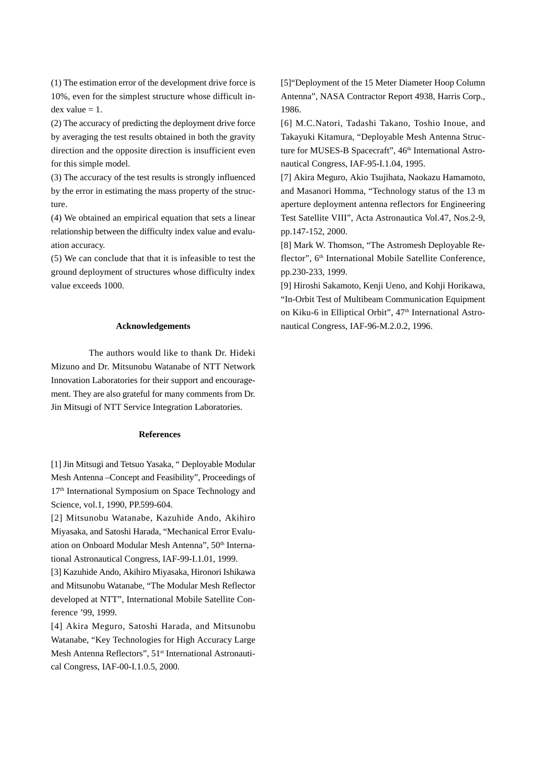(1) The estimation error of the development drive force is 10%, even for the simplest structure whose difficult index value = 1.

(2) The accuracy of predicting the deployment drive force by averaging the test results obtained in both the gravity direction and the opposite direction is insufficient even for this simple model.

(3) The accuracy of the test results is strongly influenced by the error in estimating the mass property of the structure.

(4) We obtained an empirical equation that sets a linear relationship between the difficulty index value and evaluation accuracy.

(5) We can conclude that that it is infeasible to test the ground deployment of structures whose difficulty index value exceeds 1000.

## Acknowledgements

The authors would like to thank Dr. Hideki Mizuno and Dr. Mitsunobu Watanabe of NTT Network Innovation Laboratories for their support and encouragement. They are also grateful for many comments from Dr. Jin Mitsugi of NTT Service Integration Laboratories.

## References

[1] Jin Mitsugi and Tetsuo Yasaka, " Deployable Modular Mesh Antenna –Concept and Feasibility", Proceedings of 17th International Symposium on Space Technology and Science, vol.1, 1990, PP.599-604.

[2] Mitsunobu Watanabe, Kazuhide Ando, Akihiro Miyasaka, and Satoshi Harada, "Mechanical Error Evaluation on Onboard Modular Mesh Antenna", 50th International Astronautical Congress, IAF-99-I.1.01, 1999.

[3] Kazuhide Ando, Akihiro Miyasaka, Hironori Ishikawa and Mitsunobu Watanabe, "The Modular Mesh Reflector developed at NTT", International Mobile Satellite Conference '99, 1999.

[4] Akira Meguro, Satoshi Harada, and Mitsunobu Watanabe, "Key Technologies for High Accuracy Large Mesh Antenna Reflectors", 51st International Astronautical Congress, IAF-00-I.1.0.5, 2000.

[5]"Deployment of the 15 Meter Diameter Hoop Column Antenna", NASA Contractor Report 4938, Harris Corp., 1986.

[6] M.C.Natori, Tadashi Takano, Toshio Inoue, and Takayuki Kitamura, "Deployable Mesh Antenna Structure for MUSES-B Spacecraft", 46th International Astronautical Congress, IAF-95-I.1.04, 1995.

[7] Akira Meguro, Akio Tsujihata, Naokazu Hamamoto, and Masanori Homma, "Technology status of the 13 m aperture deployment antenna reflectors for Engineering Test Satellite VIII", Acta Astronautica Vol.47, Nos.2-9, pp.147-152, 2000.

[8] Mark W. Thomson, "The Astromesh Deployable Reflector", 6th International Mobile Satellite Conference, pp.230-233, 1999.

[9] Hiroshi Sakamoto, Kenji Ueno, and Kohji Horikawa, "In-Orbit Test of Multibeam Communication Equipment on Kiku-6 in Elliptical Orbit", 47th International Astronautical Congress, IAF-96-M.2.0.2, 1996.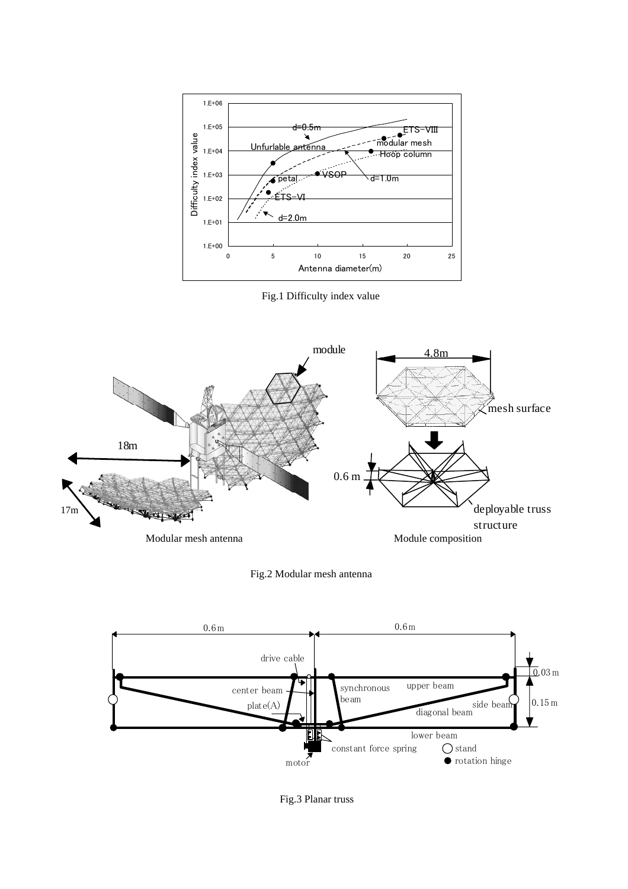Fig.1 Difficulty index value

Fig.2 Modular mesh antenna

Fig.3 Planar truss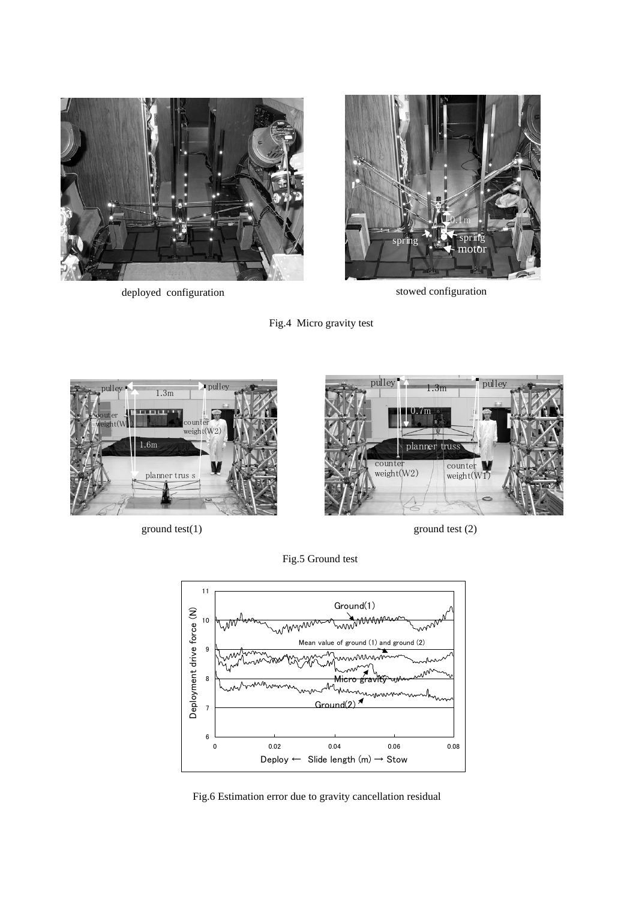deployed configuration

stowed configuration

Fig.4 Micro gravity test

ground test(1)

ground test (2)

Fig.5 Ground test

Fig.6 Estimation error due to gravity cancellation residual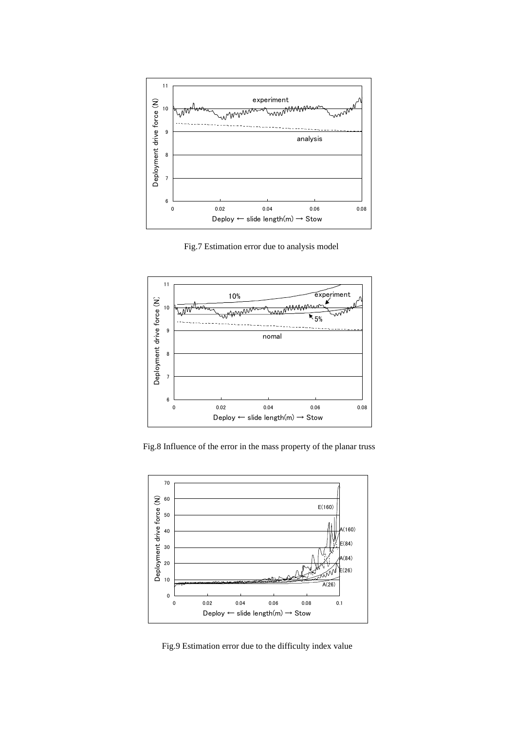Fig.7 Estimation error due to analysis model

Fig.8 Influence of the error in the mass property of the planar truss

Fig.9 Estimation error due to the difficulty index value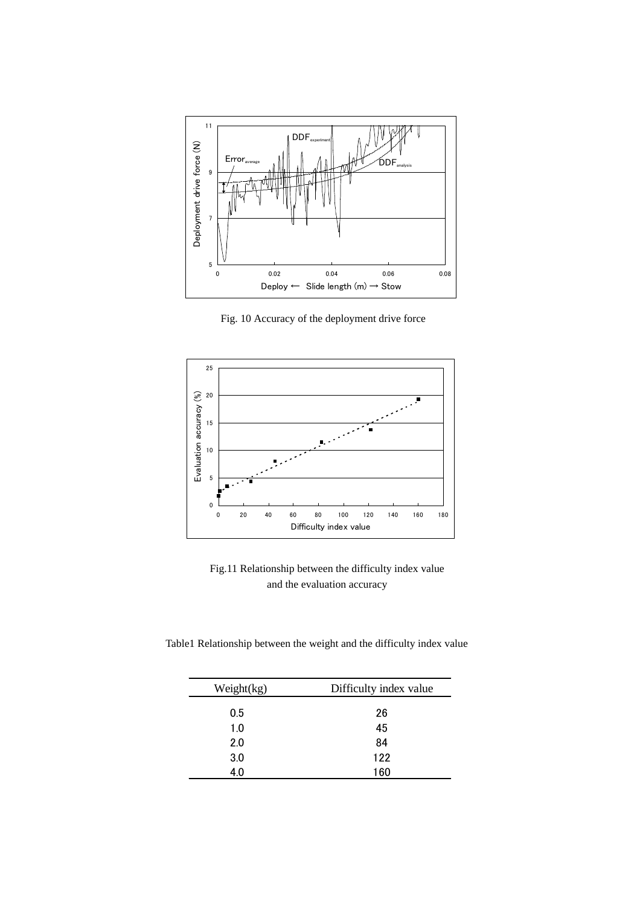Deployment drive force (N)

11

9

7

5

0 0.02 0.04 0.06 0.08

Deploy ← Slide length (m) → Stow

$DDF_{experiment}$

$Error_{average}$

$DDF_{analysis}$

Fig. 10 Accuracy of the deployment drive force

Evaluation accuracy (%)

25

20

15

10

5

0

0 20 40 60 80 100 120 140 160 180

Difficulty index value

Fig.11 Relationship between the difficulty index value and the evaluation accuracy

Table1 Relationship between the weight and the difficulty index value

| Weight(kg) | Difficulty index value |
|---|---|
| 0.5 | 26 |
| 1.0 | 45 |
| 2.0 | 84 |
| 3.0 | 122 |
| 4.0 | 160 |